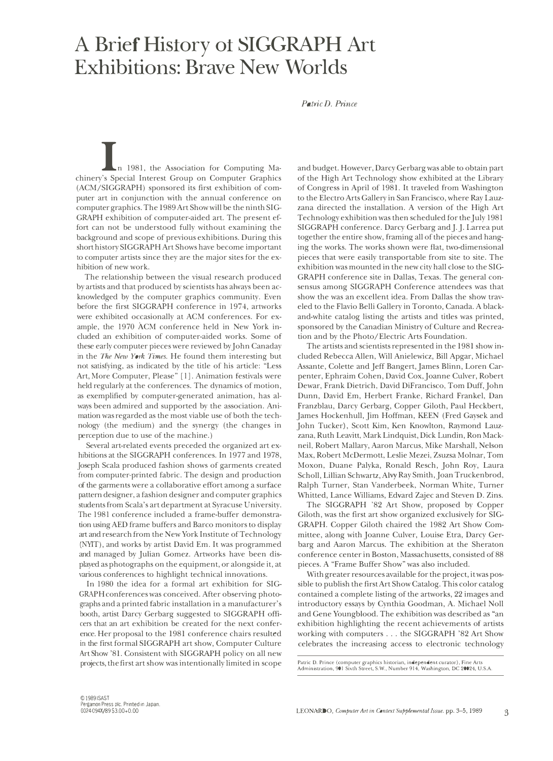# A Brief History of SIGGRAPH Art Exhibitions: Brave New Worlds

*Patric D. Prince*

In 1981, the Association for Computing Machinery's Special Interest Group on Computer Graphics (ACM/SIGGRAPH) sponsored its first exhibition of computer art in conjunction with the annual conference on computer graphics. The 1989 Art Show will be the ninth SIGGRAPH exhibition of computer-aided art. The present effort can not be understood fully without examining the background and scope of previous exhibitions. During this short history SIGGRAPH Art Shows have become important to computer artists since they are the major sites for the exhibition of new work.

The relationship between the visual research produced by artists and that produced by scientists has always been acknowledged by the computer graphics community. Even before the first SIGGRAPH conference in 1974, artworks were exhibited occasionally at ACM conferences. For example, the 1970 ACM conference held in New York included an exhibition of computer-aided works. Some of these early computer pieces were reviewed by John Canaday in the *The New York Times*. He found them interesting but not satisfying, as indicated by the title of his article: "Less Art, More Computer, Please" [1]. Animation festivals were held regularly at the conferences. The dynamics of motion, as exemplified by computer-generated animation, has always been admired and supported by the association. Animation was regarded as the most viable use of both the technology (the medium) and the synergy (the changes in perception due to use of the machine.)

Several art-related events preceded the organized art exhibitions at the SIGGRAPH conferences. In 1977 and 1978, Joseph Scala produced fashion shows of garments created from computer-printed fabric. The design and production of the garments were a collaborative effort among a surface pattern designer, a fashion designer and computer graphics students from Scala's art department at Syracuse University. The 1981 conference included a frame-buffer demonstration using AED frame buffers and Barco monitors to display art and research from the New York Institute of Technology (NYIT), and works by artist David Em. It was programmed and managed by Julian Gomez. Artworks have been displayed as photographs on the equipment, or alongside it, at various conferences to highlight technical innovations.

In 1980 the idea for a formal art exhibition for SIGGRAPH conferences was conceived. After observing photographs and a printed fabric installation in a manufacturer's booth, artist Darcy Gerbarg suggested to SIGGRAPH officers that an art exhibition be created for the next conference. Her proposal to the 1981 conference chairs resulted in the first formal SIGGRAPH art show, Computer Culture Art Show '81. Consistent with SIGGRAPH policy on all new projects, the first art show was intentionally limited in scope and budget. However, Darcy Gerbarg was able to obtain part of the High Art Technology show exhibited at the Library of Congress in April of 1981. It traveled from Washington to the Electro Arts Gallery in San Francisco, where Ray Lauzzana directed the installation. A version of the High Art Technology exhibition was then scheduled for the July 1981 SIGGRAPH conference. Darcy Gerbarg and J. J. Larrea put together the entire show, framing all of the pieces and hanging the works. The works shown were flat, two-dimensional pieces that were easily transportable from site to site. The exhibition was mounted in the new city hall close to the SIGGRAPH conference site in Dallas, Texas. The general consensus among SIGGRAPH Conference attendees was that show the was an excellent idea. From Dallas the show traveled to the Flavio Belli Gallery in Toronto, Canada. A black-and-white catalog listing the artists and titles was printed, sponsored by the Canadian Ministry of Culture and Recreation and by the Photo/Electric Arts Foundation.

The artists and scientists represented in the 1981 show included Rebecca Allen, Will Anielewicz, Bill Apgar, Michael Assante, Colette and Jeff Bangert, James Blinn, Loren Carpenter, Ephraim Cohen, David Cox, Joanne Culver, Robert Dewar, Frank Dietrich, David DiFrancisco, Tom Duff, John Dunn, David Em, Herbert Franke, Richard Frankel, Dan Franzblau, Darcy Gerbarg, Copper Giloth, Paul Heckbert, James Hockenhull, Jim Hoffman, KEEN (Fred Gaysek and John Tucker), Scott Kim, Ken Knowlton, Raymond Lauzzana, Ruth Leavitt, Mark Lindquist, Dick Lundin, Ron Macknell, Robert Mallary, Aaron Marcus, Mike Marshall, Nelson Max, Robert McDermott, Leslie Mezei, Zsuzsa Molnar, Tom Moxon, Duane Palyka, Ronald Resch, John Roy, Laura Scholl, Lillian Schwartz, Alvy Ray Smith, Joan Truckenbrod, Ralph Turner, Stan Vanderbeek, Norman White, Turner Whitted, Lance Williams, Edvard Zajec and Steven D. Zins.

The SIGGRAPH '82 Art Show, proposed by Copper Giloth, was the first art show organized exclusively for SIGGRAPH. Copper Giloth chaired the 1982 Art Show Committee, along with Joanne Culver, Louise Etra, Darcy Gerbarg and Aaron Marcus. The exhibition at the Sheraton conference center in Boston, Massachusetts, consisted of 88 pieces. A "Frame Buffer Show" was also included.

With greater resources available for the project, it was possible to publish the first Art Show Catalog. This color catalog contained a complete listing of the artworks, 22 images and introductory essays by Cynthia Goodman, A. Michael Noll and Gene Youngblood. The exhibition was described as "an exhibition highlighting the recent achievements of artists working with computers . . . the SIGGRAPH '82 Art Show celebrates the increasing access to electronic technology

Patric D. Prince (computer graphics historian, independent curator), Fine Arts Administration, 901 Sixth Street, S.W., Number 914, Washington, DC 20024, U.S.A.

© 1989 ISAST
Pergamon Press plc. Printed in Japan.
0024-094X/89 $3.00+0.00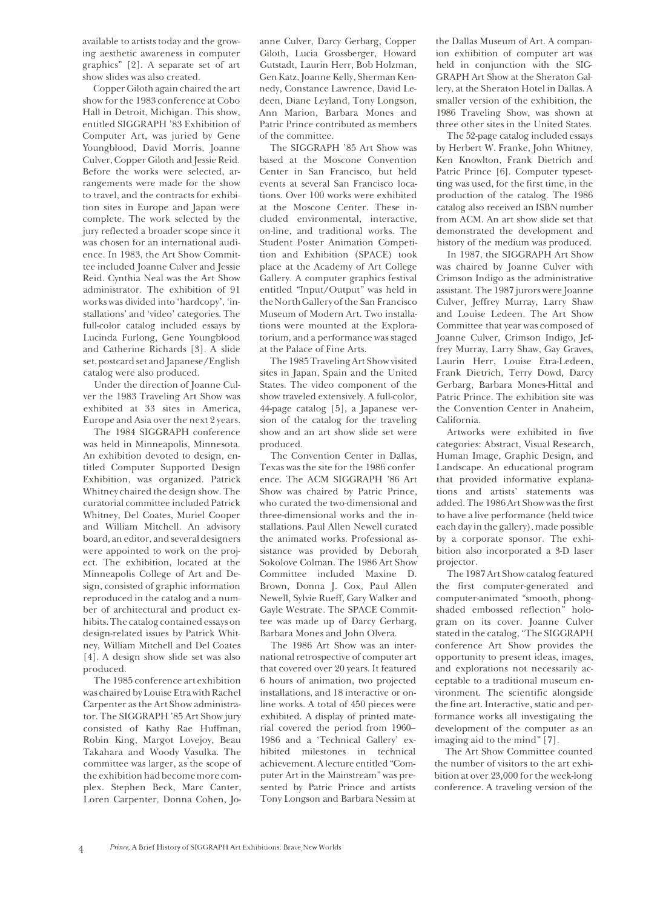available to artists today and the growing aesthetic awareness in computer graphics" [2]. A separate set of art show slides was also created.

Copper Giloth again chaired the art show for the 1983 conference at Cobo Hall in Detroit, Michigan. This show, entitled SIGGRAPH '83 Exhibition of Computer Art, was juried by Gene Youngblood, David Morris, Joanne Culver, Copper Giloth and Jessie Reid. Before the works were selected, arrangements were made for the show to travel, and the contracts for exhibition sites in Europe and Japan were complete. The work selected by the jury reflected a broader scope since it was chosen for an international audience. In 1983, the Art Show Committee included Joanne Culver and Jessie Reid. Cynthia Neal was the Art Show administrator. The exhibition of 91 works was divided into 'hardcopy', 'installations' and 'video' categories. The full-color catalog included essays by Lucinda Furlong, Gene Youngblood and Catherine Richards [3]. A slide set, postcard set and Japanese/English catalog were also produced.

Under the direction of Joanne Culver the 1983 Traveling Art Show was exhibited at 33 sites in America, Europe and Asia over the next 2 years.

The 1984 SIGGRAPH conference was held in Minneapolis, Minnesota. An exhibition devoted to design, entitled Computer Supported Design Exhibition, was organized. Patrick Whitney chaired the design show. The curatorial committee included Patrick Whitney, Del Coates, Muriel Cooper and William Mitchell. An advisory board, an editor, and several designers were appointed to work on the project. The exhibition, located at the Minneapolis College of Art and Design, consisted of graphic information reproduced in the catalog and a number of architectural and product exhibits. The catalog contained essays on design-related issues by Patrick Whitney, William Mitchell and Del Coates [4]. A design show slide set was also produced.

The 1985 conference art exhibition was chaired by Louise Etra with Rachel Carpenter as the Art Show administrator. The SIGGRAPH '85 Art Show jury consisted of Kathy Rae Huffman, Robin King, Margot Lovejoy, Beau Takahara and Woody Vasulka. The committee was larger, as the scope of the exhibition had become more complex. Stephen Beck, Marc Canter, Loren Carpenter, Donna Cohen, Joanne Culver, Darcy Gerbarg, Copper Giloth, Lucia Grossberger, Howard Gutstadt, Laurin Herr, Bob Holzman, Gen Katz, Joanne Kelly, Sherman Kennedy, Constance Lawrence, David Ledeen, Diane Leyland, Tony Longson, Ann Marion, Barbara Mones and Patric Prince contributed as members of the committee.

The SIGGRAPH '85 Art Show was based at the Moscone Convention Center in San Francisco, but held events at several San Francisco locations. Over 100 works were exhibited at the Moscone Center. These included environmental, interactive, on-line, and traditional works. The Student Poster Animation Competition and Exhibition (SPACE) took place at the Academy of Art College Gallery. A computer graphics festival entitled "Input/Output" was held in the North Gallery of the San Francisco Museum of Modern Art. Two installations were mounted at the Exploratorium, and a performance was staged at the Palace of Fine Arts.

The 1985 Traveling Art Show visited sites in Japan, Spain and the United States. The video component of the show traveled extensively. A full-color, 44-page catalog [5], a Japanese version of the catalog for the traveling show and an art show slide set were produced.

The Convention Center in Dallas, Texas was the site for the 1986 conference. The ACM SIGGRAPH '86 Art Show was chaired by Patric Prince, who curated the two-dimensional and three-dimensional works and the installations. Paul Allen Newell curated the animated works. Professional assistance was provided by Deborah Sokolove Colman. The 1986 Art Show Committee included Maxine D. Brown, Donna J. Cox, Paul Allen Newell, Sylvie Rueff, Gary Walker and Gayle Westrate. The SPACE Committee was made up of Darcy Gerbarg, Barbara Mones and John Olvera.

The 1986 Art Show was an international retrospective of computer art that covered over 20 years. It featured 6 hours of animation, two projected installations, and 18 interactive or online works. A total of 450 pieces were exhibited. A display of printed material covered the period from 1960–1986 and a 'Technical Gallery' exhibited milestones in technical achievement. A lecture entitled "Computer Art in the Mainstream" was presented by Patric Prince and artists Tony Longson and Barbara Nessim at the Dallas Museum of Art. A companion exhibition of computer art was held in conjunction with the SIGGRAPH Art Show at the Sheraton Gallery, at the Sheraton Hotel in Dallas. A smaller version of the exhibition, the 1986 Traveling Show, was shown at three other sites in the United States.

The 52-page catalog included essays by Herbert W. Franke, John Whitney, Ken Knowlton, Frank Dietrich and Patric Prince [6]. Computer typesetting was used, for the first time, in the production of the catalog. The 1986 catalog also received an ISBN number from ACM. An art show slide set that demonstrated the development and history of the medium was produced.

In 1987, the SIGGRAPH Art Show was chaired by Joanne Culver with Crimson Indigo as the administrative assistant. The 1987 jurors were Joanne Culver, Jeffrey Murray, Larry Shaw and Louise Ledeen. The Art Show Committee that year was composed of Joanne Culver, Crimson Indigo, Jeffrey Murray, Larry Shaw, Gay Graves, Laurin Herr, Louise Etra-Ledeen, Frank Dietrich, Terry Dowd, Darcy Gerbarg, Barbara Mones-Hittal and Patric Prince. The exhibition site was the Convention Center in Anaheim, California.

Artworks were exhibited in five categories: Abstract, Visual Research, Human Image, Graphic Design, and Landscape. An educational program that provided informative explanations and artists' statements was added. The 1986 Art Show was the first to have a live performance (held twice each day in the gallery), made possible by a corporate sponsor. The exhibition also incorporated a 3-D laser projector.

The 1987 Art Show catalog featured the first computer-generated and computer-animated "smooth, phong-shaded embossed reflection" hologram on its cover. Joanne Culver stated in the catalog, "The SIGGRAPH conference Art Show provides the opportunity to present ideas, images, and explorations not necessarily acceptable to a traditional museum environment. The scientific alongside the fine art. Interactive, static and performance works all investigating the development of the computer as an imaging aid to the mind" [7].

The Art Show Committee counted the number of visitors to the art exhibition at over 23,000 for the week-long conference. A traveling version of the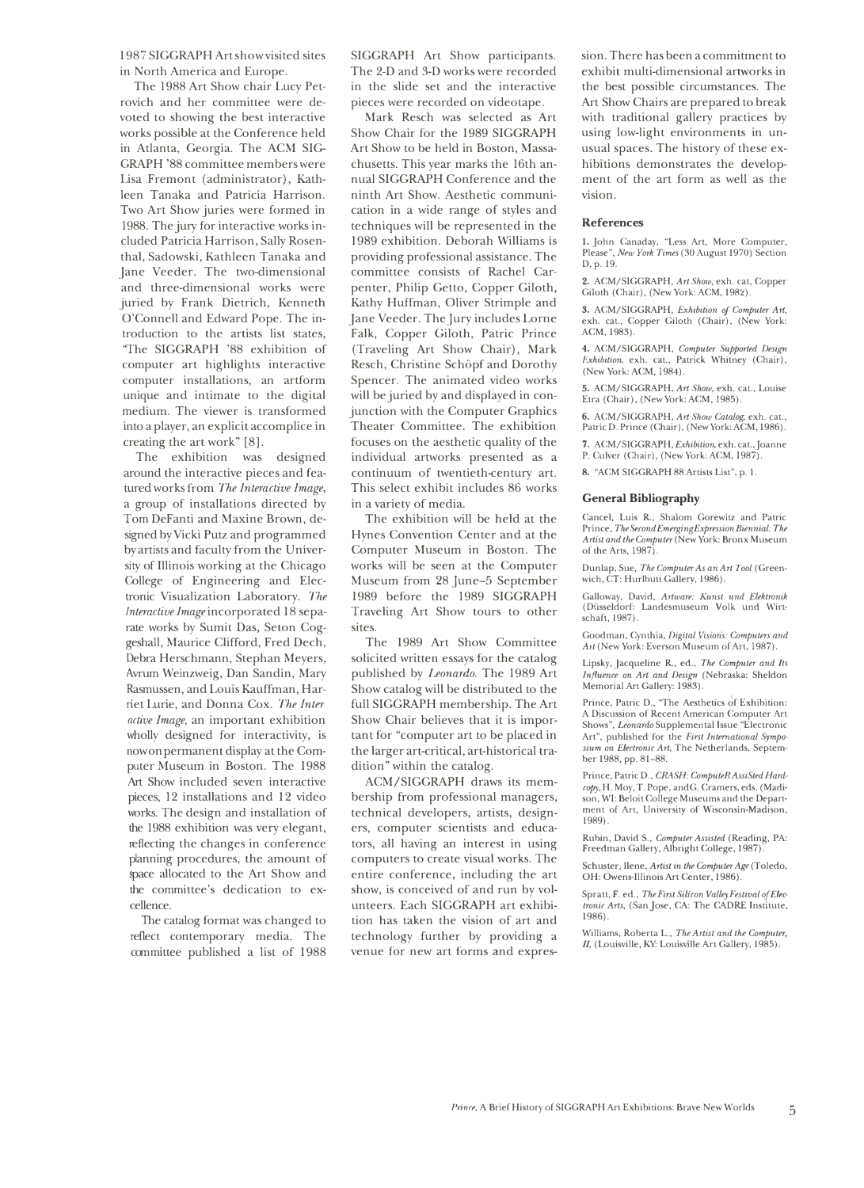1987 SIGGRAPH Art show visited sites in North America and Europe.

The 1988 Art Show chair Lucy Petrovich and her committee were devoted to showing the best interactive works possible at the Conference held in Atlanta, Georgia. The ACM SIGGRAPH '88 committee members were Lisa Fremont (administrator), Kathleen Tanaka and Patricia Harrison. Two Art Show juries were formed in 1988. The jury for interactive works included Patricia Harrison, Sally Rosenthal, Sadowski, Kathleen Tanaka and Jane Veeder. The two-dimensional and three-dimensional works were juried by Frank Dietrich, Kenneth O'Connell and Edward Pope. The introduction to the artists list states, "The SIGGRAPH '88 exhibition of computer art highlights interactive computer installations, an artform unique and intimate to the digital medium. The viewer is transformed into a player, an explicit accomplice in creating the art work" [8].

The exhibition was designed around the interactive pieces and featured works from *The Interactive Image*, a group of installations directed by Tom DeFanti and Maxine Brown, designed by Vicki Putz and programmed by artists and faculty from the University of Illinois working at the Chicago College of Engineering and Electronic Visualization Laboratory. *The Interactive Image* incorporated 18 separate works by Sumit Das, Seton Coggeshall, Maurice Clifford, Fred Dech, Debra Herschmann, Stephan Meyers, Avrum Weinzweig, Dan Sandin, Mary Rasmussen, and Louis Kauffman, Harriet Lurie, and Donna Cox. *The Interactive Image*, an important exhibition wholly designed for interactivity, is now on permanent display at the Computer Museum in Boston. The 1988 Art Show included seven interactive pieces, 12 installations and 12 video works. The design and installation of the 1988 exhibition was very elegant, reflecting the changes in conference planning procedures, the amount of space allocated to the Art Show and the committee's dedication to excellence.

The catalog format was changed to reflect contemporary media. The committee published a list of 1988 SIGGRAPH Art Show participants. The 2-D and 3-D works were recorded in the slide set and the interactive pieces were recorded on videotape.

Mark Resch was selected as Art Show Chair for the 1989 SIGGRAPH Art Show to be held in Boston, Massachusetts. This year marks the 16th annual SIGGRAPH Conference and the ninth Art Show. Aesthetic communication in a wide range of styles and techniques will be represented in the 1989 exhibition. Deborah Williams is providing professional assistance. The committee consists of Rachel Carpenter, Philip Getto, Copper Giloth, Kathy Huffman, Oliver Strimple and Jane Veeder. The Jury includes Lorne Falk, Copper Giloth, Patric Prince (Traveling Art Show Chair), Mark Resch, Christine Schöpf and Dorothy Spencer. The animated video works will be juried by and displayed in conjunction with the Computer Graphics Theater Committee. The exhibition focuses on the aesthetic quality of the individual artworks presented as a continuum of twentieth-century art. This select exhibit includes 86 works in a variety of media.

The exhibition will be held at the Hynes Convention Center and at the Computer Museum in Boston. The works will be seen at the Computer Museum from 28 June–5 September 1989 before the 1989 SIGGRAPH Traveling Art Show tours to other sites.

The 1989 Art Show Committee solicited written essays for the catalog published by *Leonardo*. The 1989 Art Show catalog will be distributed to the full SIGGRAPH membership. The Art Show Chair believes that it is important for "computer art to be placed in the larger art-critical, art-historical tradition" within the catalog.

ACM/SIGGRAPH draws its membership from professional managers, technical developers, artists, designers, computer scientists and educators, all having an interest in using computers to create visual works. The entire conference, including the art show, is conceived of and run by volunteers. Each SIGGRAPH art exhibition has taken the vision of art and technology further by providing a venue for new art forms and expression. There has been a commitment to exhibit multi-dimensional artworks in the best possible circumstances. The Art Show Chairs are prepared to break with traditional gallery practices by using low-light environments in unusual spaces. The history of these exhibitions demonstrates the development of the art form as well as the vision.

### References

1. John Canaday, "Less Art, More Computer, Please", *New York Times* (30 August 1970) Section D, p. 19.
2. ACM/SIGGRAPH, *Art Show*, exh. cat, Copper Giloth (Chair), (New York: ACM, 1982).
3. ACM/SIGGRAPH, *Exhibition of Computer Art*, exh. cat., Copper Giloth (Chair), (New York: ACM, 1983).
4. ACM/SIGGRAPH, *Computer Supported Design Exhibition*, exh. cat., Patrick Whitney (Chair), (New York: ACM, 1984).
5. ACM/SIGGRAPH, *Art Show*, exh. cat., Louise Etra (Chair), (New York: ACM, 1985).
6. ACM/SIGGRAPH, *Art Show Catalog*, exh. cat., Patric D. Prince (Chair), (New York: ACM, 1986).
7. ACM/SIGGRAPH, *Exhibition*, exh. cat., Joanne P. Culver (Chair), (New York: ACM, 1987).
8. "ACM SIGGRAPH 88 Artists List", p. 1.

### General Bibliography

Cancel, Luis R., Shalom Gorewitz and Patric Prince, *The Second Emerging Expression Biennial: The Artist and the Computer* (New York: Bronx Museum of the Arts, 1987).

Dunlap, Sue, *The Computer As an Art Tool* (Greenwich, CT: Hurlbutt Gallery, 1986).

Galloway, David, *Artware: Kunst und Elektronik* (Düsseldorf: Landesmuseum Volk und Wirtschaft, 1987).

Goodman, Cynthia, *Digital Visions: Computers and Art* (New York: Everson Museum of Art, 1987).

Lipsky, Jacqueline R., ed., *The Computer and Its Influence on Art and Design* (Nebraska: Sheldon Memorial Art Gallery: 1983).

Prince, Patric D., "The Aesthetics of Exhibition: A Discussion of Recent American Computer Art Shows", *Leonardo* Supplemental Issue "Electronic Art", published for the *First International Symposium on Electronic Art*, The Netherlands, September 1988, pp. 81–88.

Prince, Patric D., *CRASH: ComputeR AssiSted Hardcopy*, H. Moy, T. Pope, and G. Cramers, eds. (Madison, WI: Beloit College Museums and the Department of Art, University of Wisconsin-Madison, 1989).

Rubin, David S., *Computer Assisted* (Reading, PA: Freedman Gallery, Albright College, 1987).

Schuster, Ilene, *Artist in the Computer Age* (Toledo, OH: Owens-Illinois Art Center, 1986).

Spratt, F. ed., *The First Silicon Valley Festival of Electronic Arts*, (San Jose, CA: The CADRE Institute, 1986).

Williams, Roberta L., *The Artist and the Computer, II*, (Louisville, KY: Louisville Art Gallery, 1985).